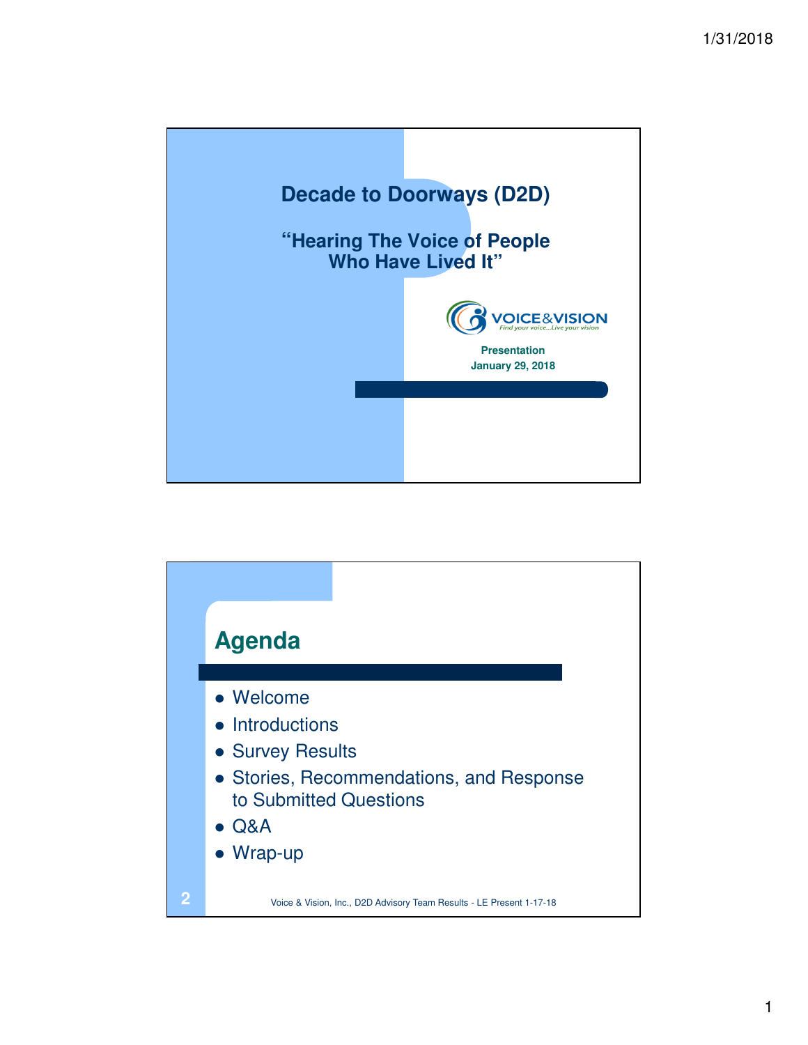# Decade to Doorways (D2D)

## "Hearing The Voice of People Who Have Lived It"

VOICE&VISION
*Find your voice...Live your vision*

**Presentation**
**January 29, 2018**

## Agenda

- Welcome
- Introductions
- Survey Results
- Stories, Recommendations, and Response to Submitted Questions
- Q&A
- Wrap-up

Voice & Vision, Inc., D2D Advisory Team Results - LE Present 1-17-18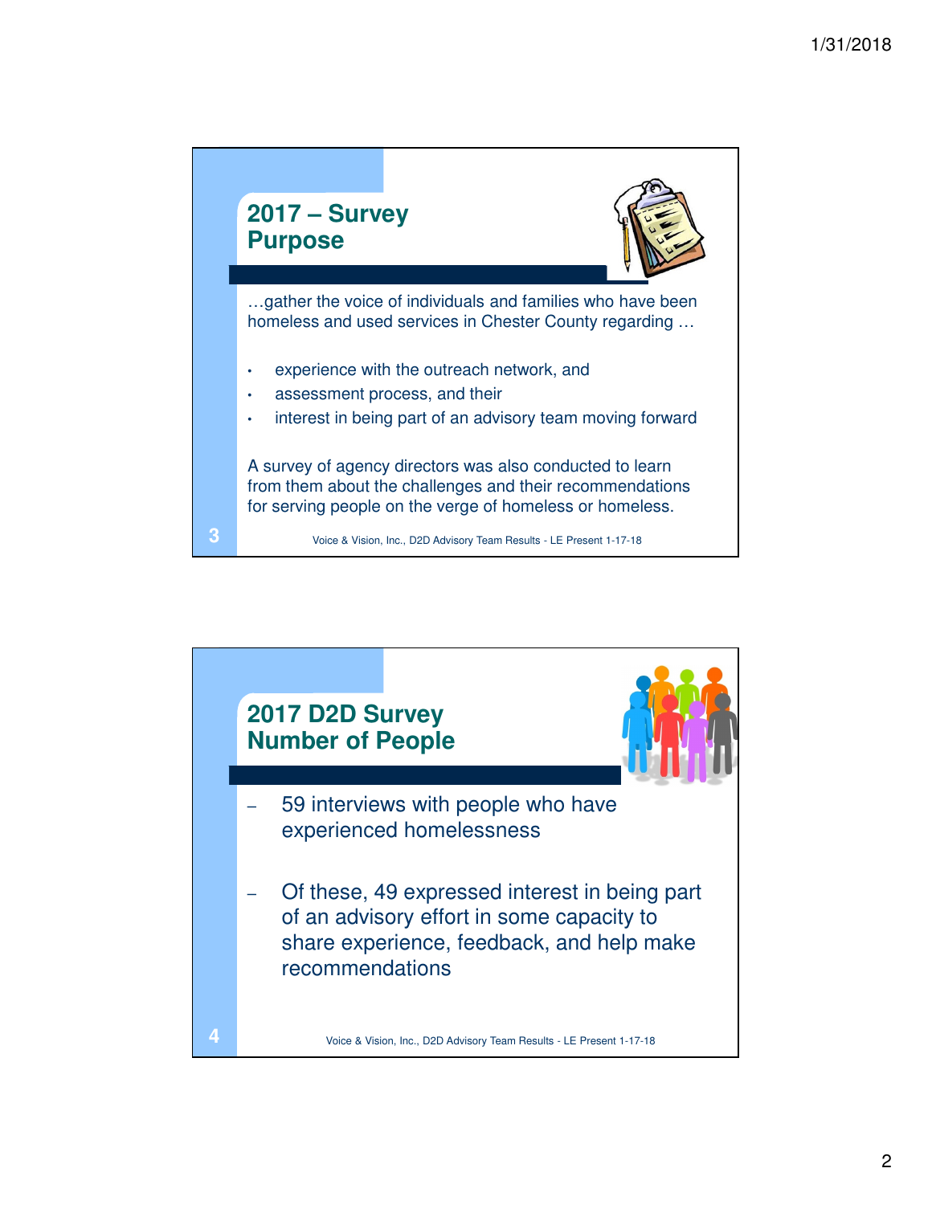## 2017 – Survey Purpose

…gather the voice of individuals and families who have been homeless and used services in Chester County regarding …

- experience with the outreach network, and
- assessment process, and their
- interest in being part of an advisory team moving forward

A survey of agency directors was also conducted to learn from them about the challenges and their recommendations for serving people on the verge of homeless or homeless.

Voice & Vision, Inc., D2D Advisory Team Results - LE Present 1-17-18

## 2017 D2D Survey Number of People

- 59 interviews with people who have experienced homelessness
- Of these, 49 expressed interest in being part of an advisory effort in some capacity to share experience, feedback, and help make recommendations

Voice & Vision, Inc., D2D Advisory Team Results - LE Present 1-17-18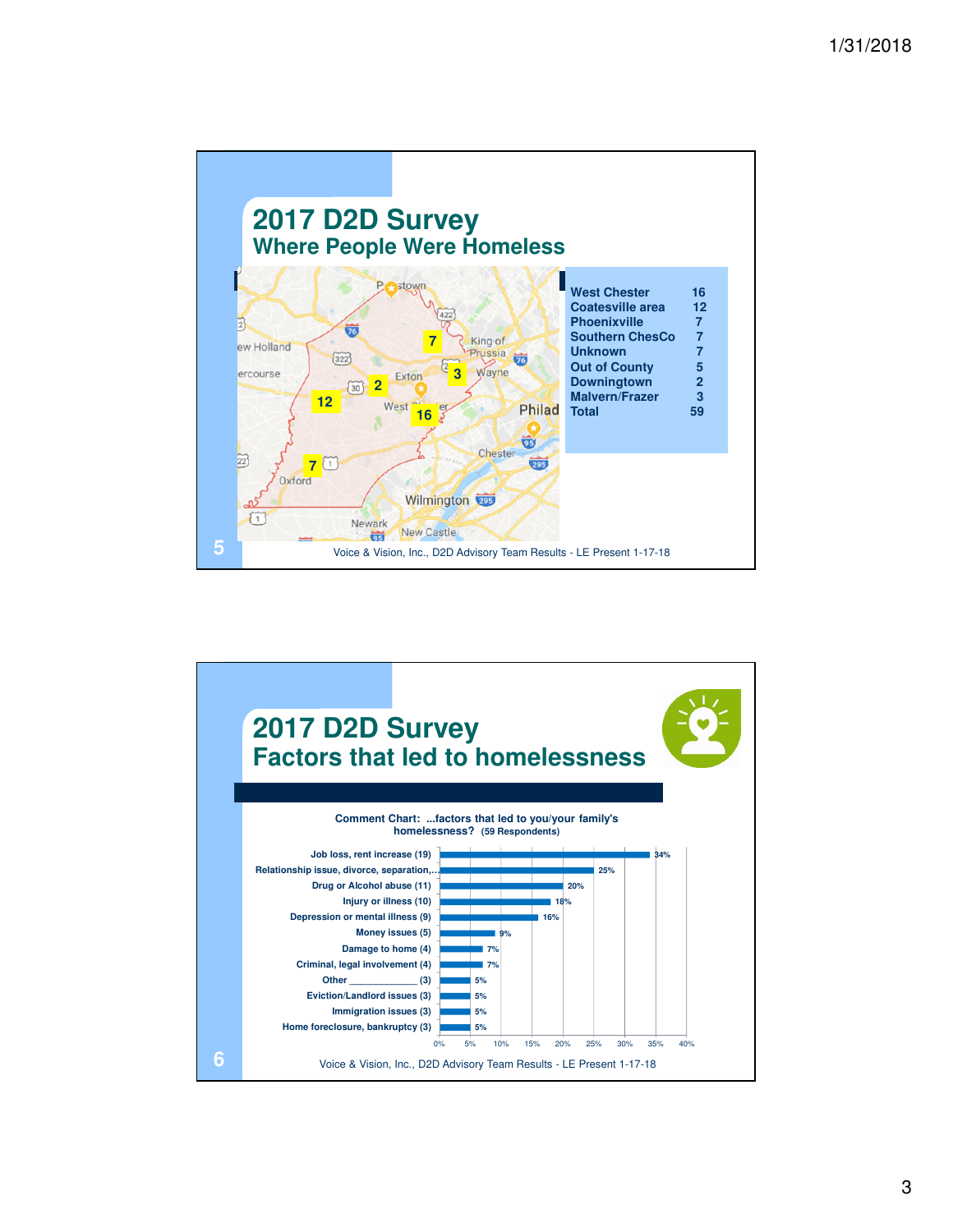## 2017 D2D Survey
### Where People Were Homeless

| Location | Count |
|---|---|
| West Chester | 16 |
| Coatesville area | 12 |
| Phoenixville | 7 |
| Southern ChesCo | 7 |
| Unknown | 7 |
| Out of County | 5 |
| Downingtown | 2 |
| Malvern/Frazer | 3 |
| Total | 59 |

Voice & Vision, Inc., D2D Advisory Team Results - LE Present 1-17-18

## 2017 D2D Survey
### Factors that led to homelessness

**Comment Chart: ...factors that led to you/your family's homelessness? (59 Respondents)**

| Factor | Percent |
|---|---|
| Job loss, rent increase (19) | 34% |
| Relationship issue, divorce, separation,... | 25% |
| Drug or Alcohol abuse (11) | 20% |
| Injury or illness (10) | 18% |
| Depression or mental illness (9) | 16% |
| Money issues (5) | 9% |
| Damage to home (4) | 7% |
| Criminal, legal involvement (4) | 7% |
| Other _____________ (3) | 5% |
| Eviction/Landlord issues (3) | 5% |
| Immigration issues (3) | 5% |
| Home foreclosure, bankruptcy (3) | 5% |

Voice & Vision, Inc., D2D Advisory Team Results - LE Present 1-17-18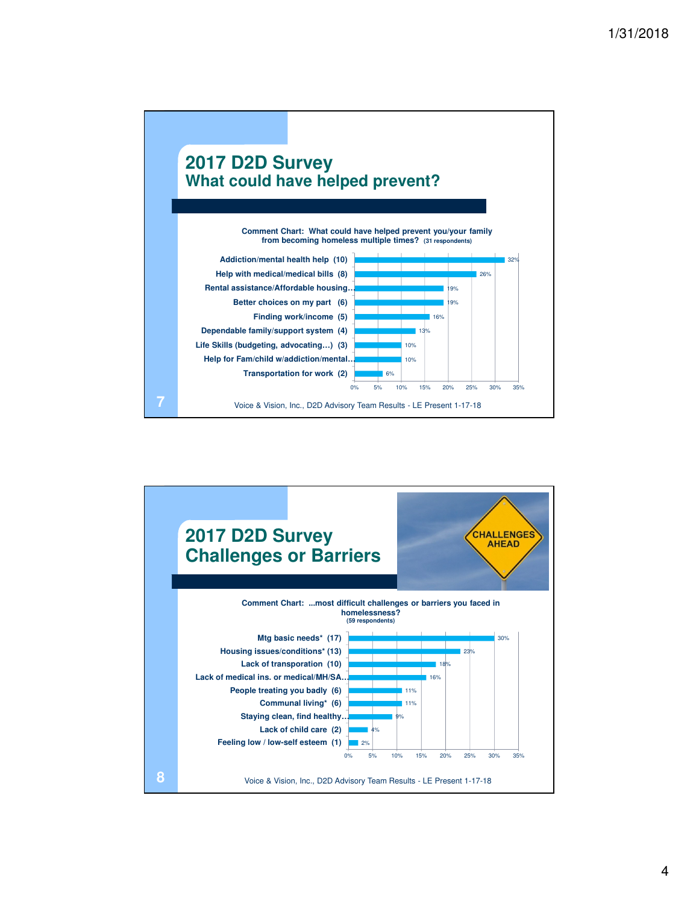## 2017 D2D Survey
### What could have helped prevent?

**Comment Chart: What could have helped prevent you/your family from becoming homeless multiple times?** (31 respondents)

| Response | Percent |
|---|---|
| Addiction/mental health help (10) | 32% |
| Help with medical/medical bills (8) | 26% |
| Rental assistance/Affordable housing… | 19% |
| Better choices on my part (6) | 19% |
| Finding work/income (5) | 16% |
| Dependable family/support system (4) | 13% |
| Life Skills (budgeting, advocating…) (3) | 10% |
| Help for Fam/child w/addiction/mental… | 10% |
| Transportation for work (2) | 6% |

Voice & Vision, Inc., D2D Advisory Team Results - LE Present 1-17-18

## 2017 D2D Survey
### Challenges or Barriers

CHALLENGES AHEAD

**Comment Chart: ...most difficult challenges or barriers you faced in homelessness?** (59 respondents)

| Response | Percent |
|---|---|
| Mtg basic needs* (17) | 30% |
| Housing issues/conditions* (13) | 23% |
| Lack of transporation (10) | 18% |
| Lack of medical ins. or medical/MH/SA… | 16% |
| People treating you badly (6) | 11% |
| Communal living* (6) | 11% |
| Staying clean, find healthy… | 9% |
| Lack of child care (2) | 4% |
| Feeling low / low-self esteem (1) | 2% |

Voice & Vision, Inc., D2D Advisory Team Results - LE Present 1-17-18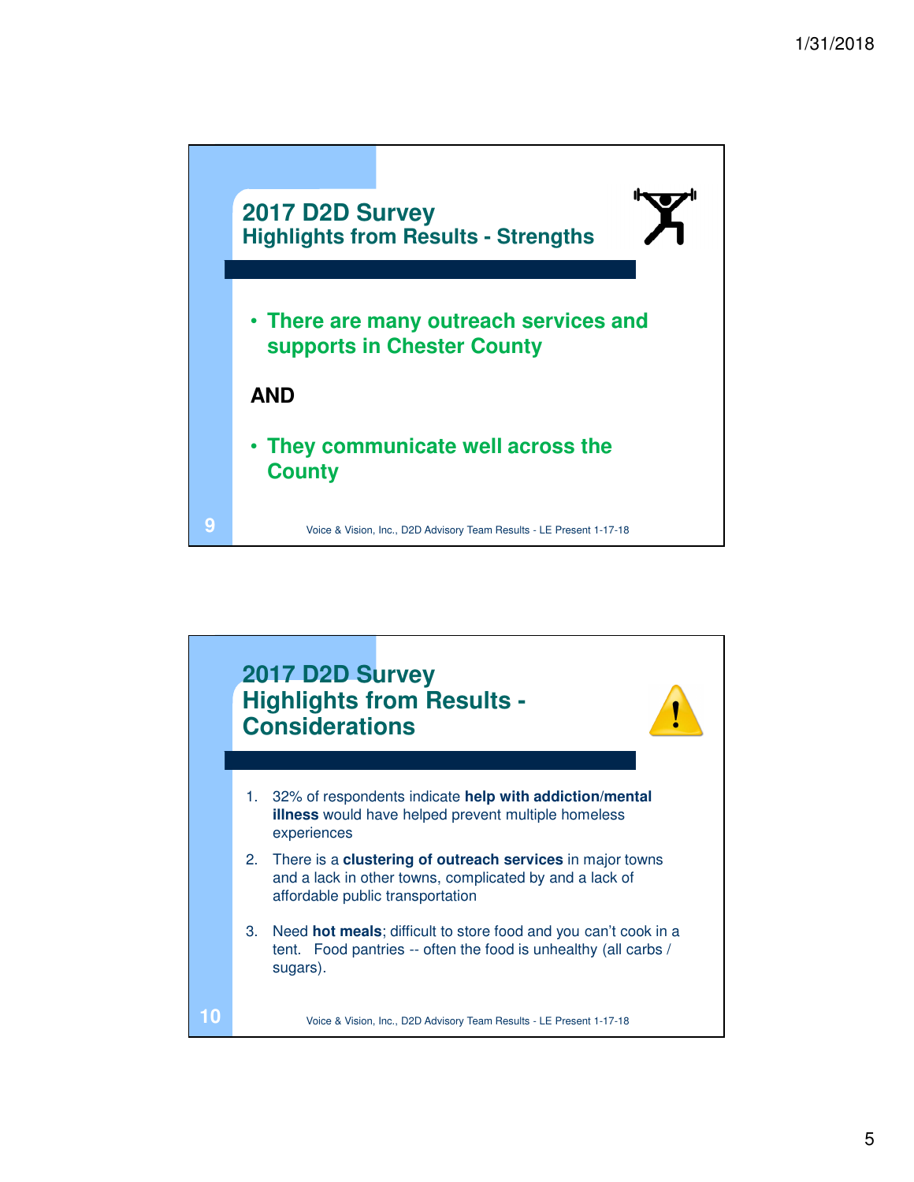## 2017 D2D Survey
### Highlights from Results - Strengths

- **There are many outreach services and supports in Chester County**

**AND**

- **They communicate well across the County**

Voice & Vision, Inc., D2D Advisory Team Results - LE Present 1-17-18

## 2017 D2D Survey
### Highlights from Results - Considerations

1. 32% of respondents indicate **help with addiction/mental illness** would have helped prevent multiple homeless experiences
2. There is a **clustering of outreach services** in major towns and a lack in other towns, complicated by and a lack of affordable public transportation
3. Need **hot meals**; difficult to store food and you can't cook in a tent. Food pantries -- often the food is unhealthy (all carbs / sugars).

Voice & Vision, Inc., D2D Advisory Team Results - LE Present 1-17-18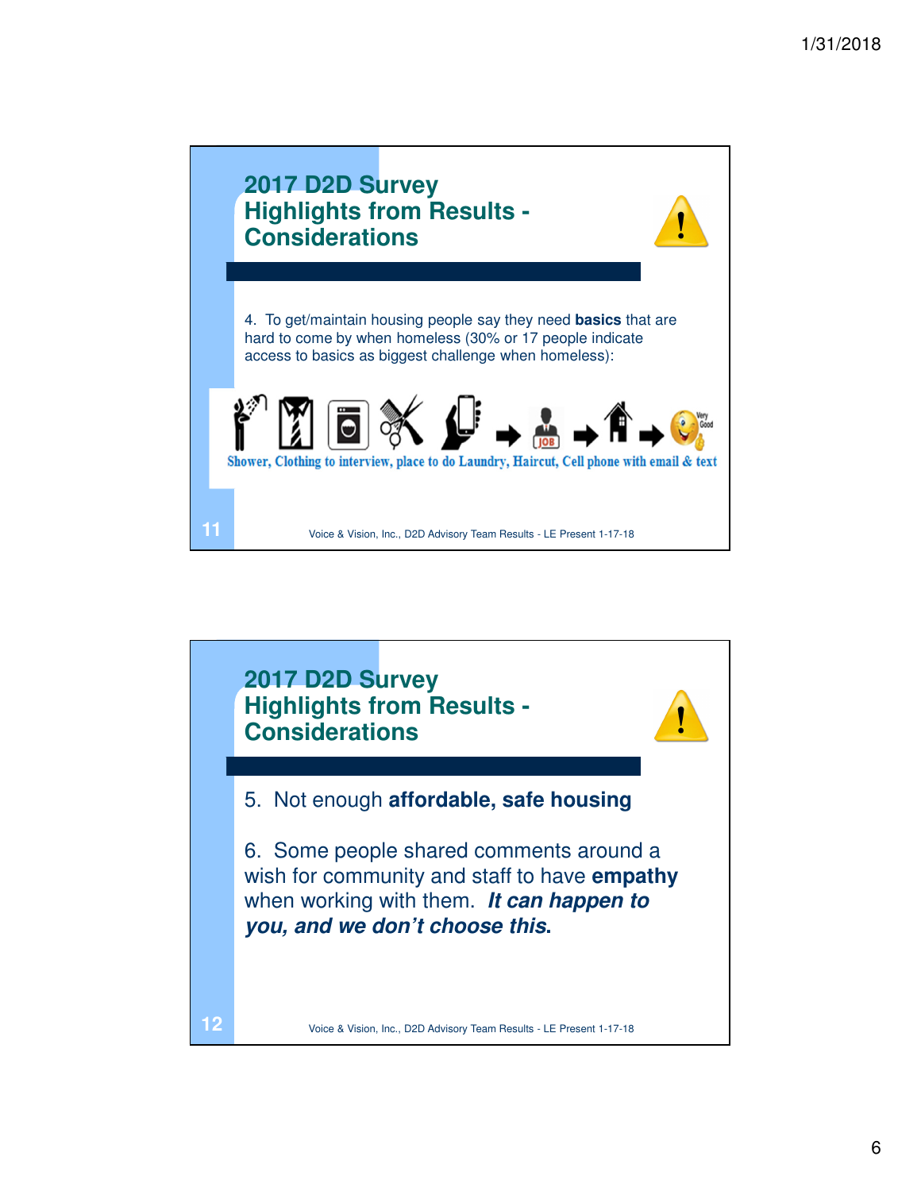## 2017 D2D Survey Highlights from Results - Considerations

4. To get/maintain housing people say they need **basics** that are hard to come by when homeless (30% or 17 people indicate access to basics as biggest challenge when homeless):

Shower, Clothing to interview, place to do Laundry, Haircut, Cell phone with email & text

Voice & Vision, Inc., D2D Advisory Team Results - LE Present 1-17-18

## 2017 D2D Survey Highlights from Results - Considerations

5. Not enough **affordable, safe housing**

6. Some people shared comments around a wish for community and staff to have **empathy** when working with them. ***It can happen to you, and we don't choose this.***

Voice & Vision, Inc., D2D Advisory Team Results - LE Present 1-17-18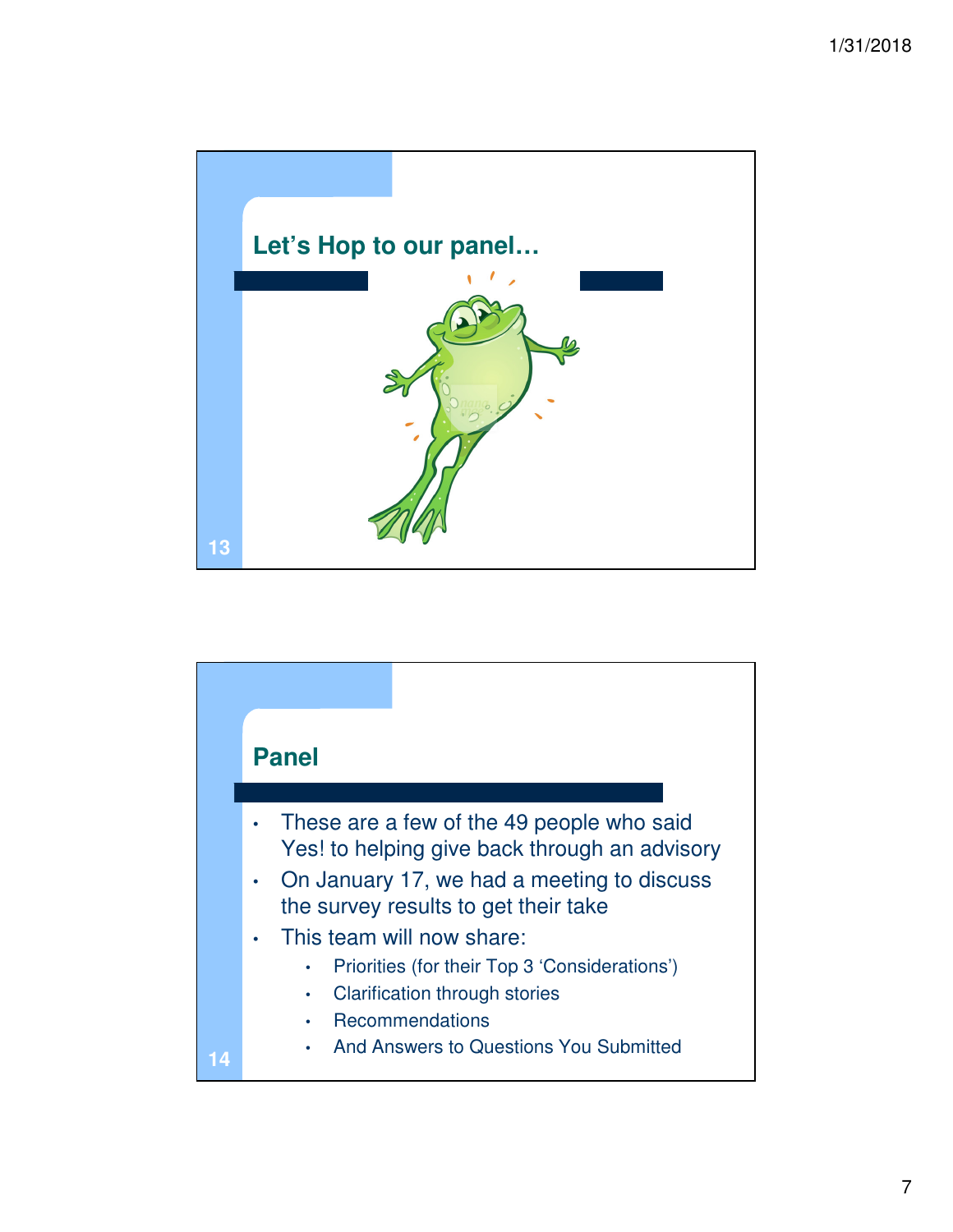## Let's Hop to our panel…

## Panel

- These are a few of the 49 people who said Yes! to helping give back through an advisory
- On January 17, we had a meeting to discuss the survey results to get their take
- This team will now share:
  - Priorities (for their Top 3 'Considerations')
  - Clarification through stories
  - Recommendations
  - And Answers to Questions You Submitted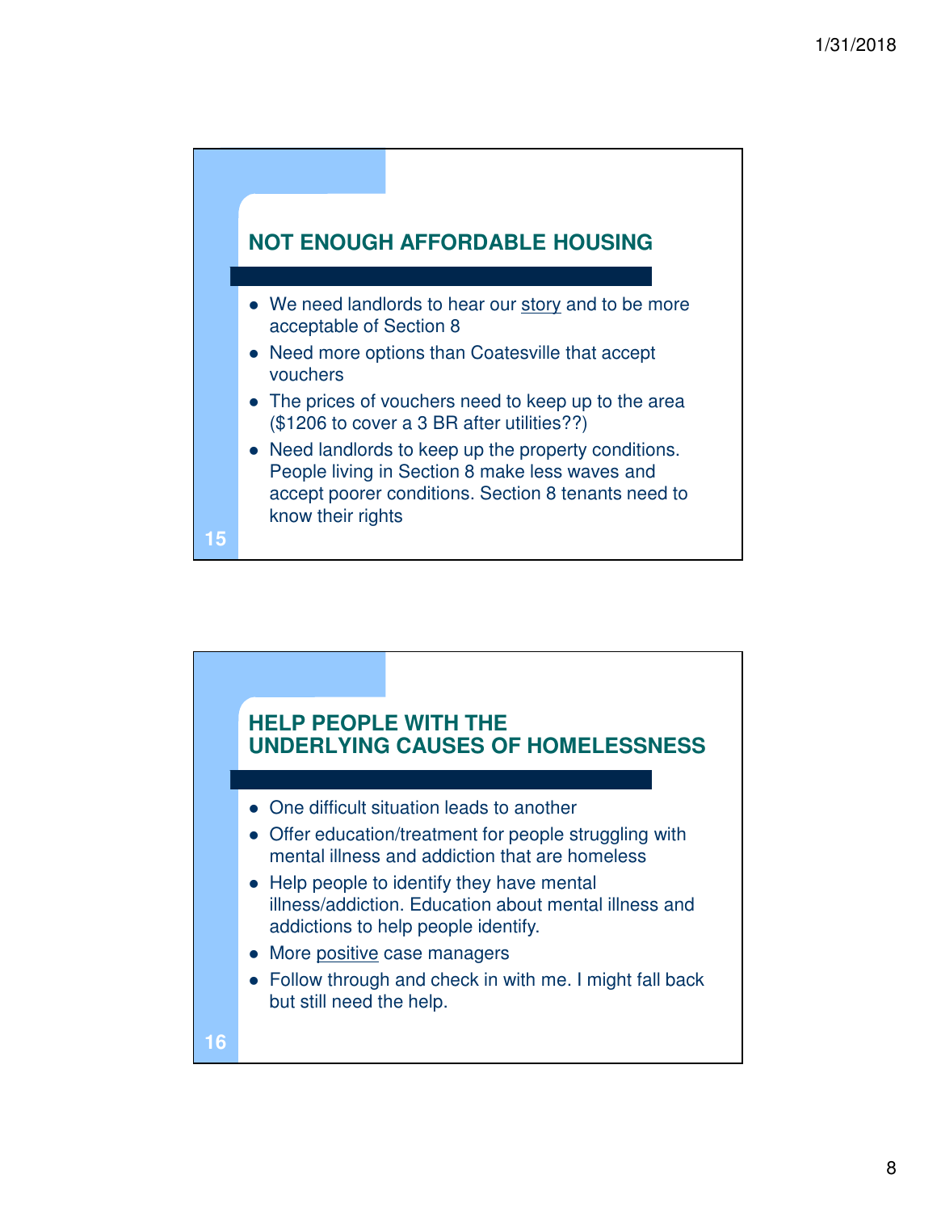## NOT ENOUGH AFFORDABLE HOUSING

- We need landlords to hear our <u>story</u> and to be more acceptable of Section 8
- Need more options than Coatesville that accept vouchers
- The prices of vouchers need to keep up to the area ($1206 to cover a 3 BR after utilities??)
- Need landlords to keep up the property conditions. People living in Section 8 make less waves and accept poorer conditions. Section 8 tenants need to know their rights

## HELP PEOPLE WITH THE UNDERLYING CAUSES OF HOMELESSNESS

- One difficult situation leads to another
- Offer education/treatment for people struggling with mental illness and addiction that are homeless
- Help people to identify they have mental illness/addiction. Education about mental illness and addictions to help people identify.
- More <u>positive</u> case managers
- Follow through and check in with me. I might fall back but still need the help.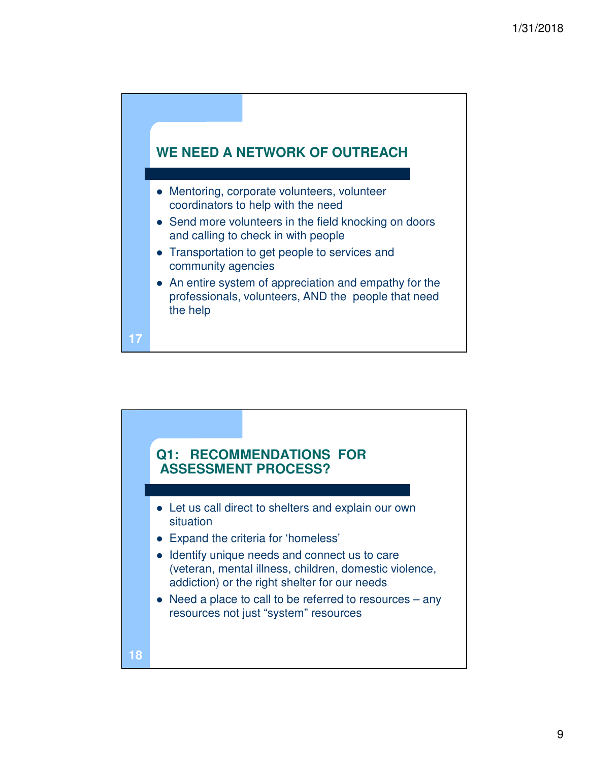## WE NEED A NETWORK OF OUTREACH

- Mentoring, corporate volunteers, volunteer coordinators to help with the need
- Send more volunteers in the field knocking on doors and calling to check in with people
- Transportation to get people to services and community agencies
- An entire system of appreciation and empathy for the professionals, volunteers, AND the people that need the help

## Q1: RECOMMENDATIONS FOR ASSESSMENT PROCESS?

- Let us call direct to shelters and explain our own situation
- Expand the criteria for 'homeless'
- Identify unique needs and connect us to care (veteran, mental illness, children, domestic violence, addiction) or the right shelter for our needs
- Need a place to call to be referred to resources – any resources not just "system" resources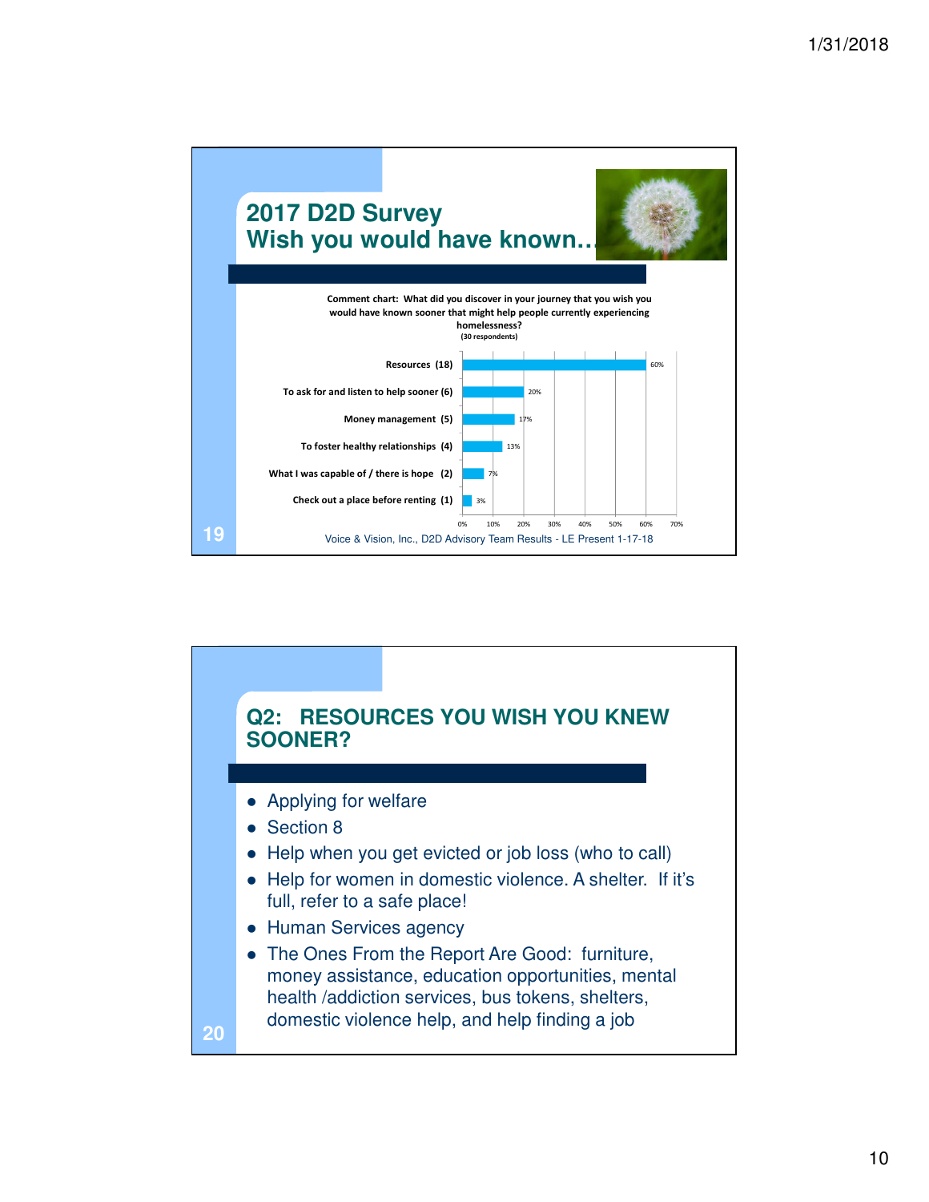## 2017 D2D Survey
## Wish you would have known…

**Comment chart: What did you discover in your journey that you wish you would have known sooner that might help people currently experiencing homelessness?**
**(30 respondents)**

| Response | Percentage |
|---|---|
| Resources (18) | 60% |
| To ask for and listen to help sooner (6) | 20% |
| Money management (5) | 17% |
| To foster healthy relationships (4) | 13% |
| What I was capable of / there is hope (2) | 7% |
| Check out a place before renting (1) | 3% |

Voice & Vision, Inc., D2D Advisory Team Results - LE Present 1-17-18

## Q2: RESOURCES YOU WISH YOU KNEW SOONER?

- Applying for welfare
- Section 8
- Help when you get evicted or job loss (who to call)
- Help for women in domestic violence. A shelter. If it's full, refer to a safe place!
- Human Services agency
- The Ones From the Report Are Good: furniture, money assistance, education opportunities, mental health /addiction services, bus tokens, shelters, domestic violence help, and help finding a job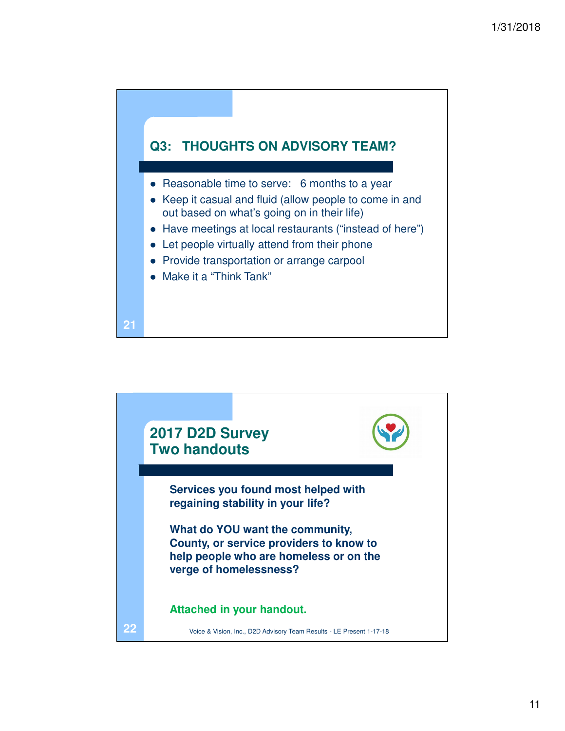## Q3: THOUGHTS ON ADVISORY TEAM?

- Reasonable time to serve: 6 months to a year
- Keep it casual and fluid (allow people to come in and out based on what's going on in their life)
- Have meetings at local restaurants ("instead of here")
- Let people virtually attend from their phone
- Provide transportation or arrange carpool
- Make it a "Think Tank"

## 2017 D2D Survey
## Two handouts

**Services you found most helped with regaining stability in your life?**

**What do YOU want the community, County, or service providers to know to help people who are homeless or on the verge of homelessness?**

**Attached in your handout.**

Voice & Vision, Inc., D2D Advisory Team Results - LE Present 1-17-18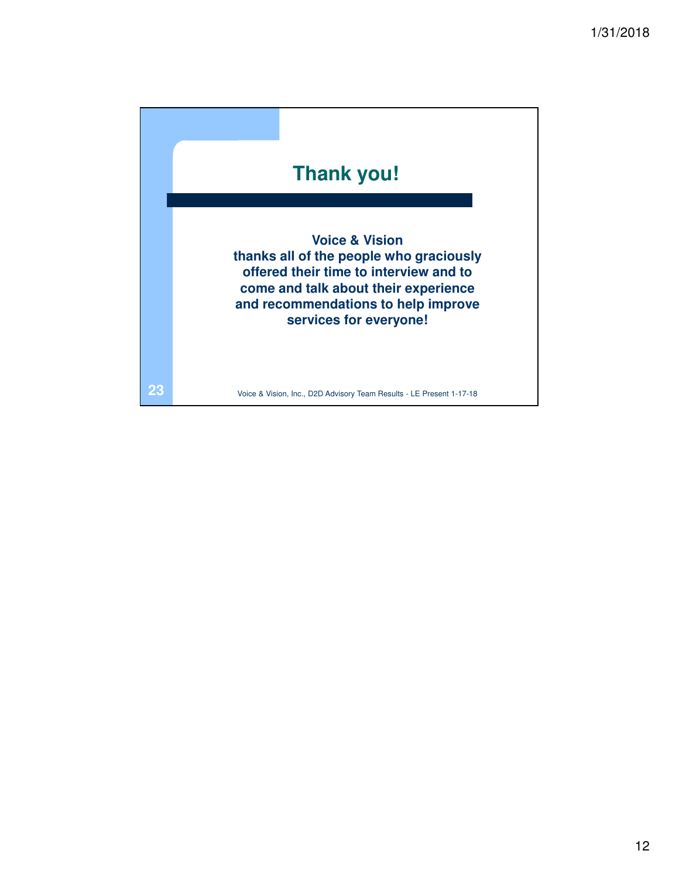## Thank you!

**Voice & Vision**
**thanks all of the people who graciously offered their time to interview and to come and talk about their experience and recommendations to help improve services for everyone!**

23

Voice & Vision, Inc., D2D Advisory Team Results - LE Present 1-17-18